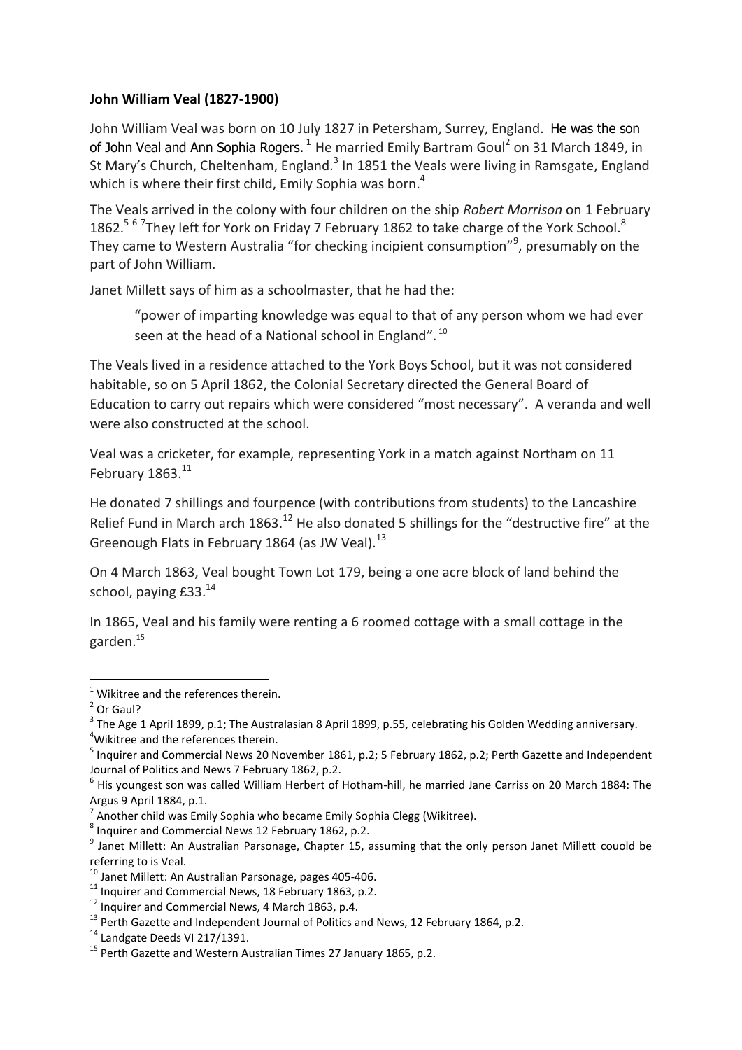**John William Veal (1827-1900)**

John William Veal was born on 10 July 1827 in Petersham, Surrey, England. He was the son of John Veal and Ann Sophia Rogers. [1] He married Emily Bartram Goul[2] on 31 March 1849, in St Mary's Church, Cheltenham, England.[3] In 1851 the Veals were living in Ramsgate, England which is where their first child, Emily Sophia was born.[4]

The Veals arrived in the colony with four children on the ship *Robert Morrison* on 1 February 1862.[5] [6] [7]They left for York on Friday 7 February 1862 to take charge of the York School.[8] They came to Western Australia "for checking incipient consumption"[9], presumably on the part of John William.

Janet Millett says of him as a schoolmaster, that he had the:

> "power of imparting knowledge was equal to that of any person whom we had ever seen at the head of a National school in England". [10]

The Veals lived in a residence attached to the York Boys School, but it was not considered habitable, so on 5 April 1862, the Colonial Secretary directed the General Board of Education to carry out repairs which were considered "most necessary". A veranda and well were also constructed at the school.

Veal was a cricketer, for example, representing York in a match against Northam on 11 February 1863.[11]

He donated 7 shillings and fourpence (with contributions from students) to the Lancashire Relief Fund in March arch 1863.[12] He also donated 5 shillings for the "destructive fire" at the Greenough Flats in February 1864 (as JW Veal).[13]

On 4 March 1863, Veal bought Town Lot 179, being a one acre block of land behind the school, paying £33.[14]

In 1865, Veal and his family were renting a 6 roomed cottage with a small cottage in the garden.[15]

---

[1] Wikitree and the references therein.

[2] Or Gaul?

[3] The Age 1 April 1899, p.1; The Australasian 8 April 1899, p.55, celebrating his Golden Wedding anniversary.

[4] Wikitree and the references therein.

[5] Inquirer and Commercial News 20 November 1861, p.2; 5 February 1862, p.2; Perth Gazette and Independent Journal of Politics and News 7 February 1862, p.2.

[6] His youngest son was called William Herbert of Hotham-hill, he married Jane Carriss on 20 March 1884: The Argus 9 April 1884, p.1.

[7] Another child was Emily Sophia who became Emily Sophia Clegg (Wikitree).

[8] Inquirer and Commercial News 12 February 1862, p.2.

[9] Janet Millett: An Australian Parsonage, Chapter 15, assuming that the only person Janet Millett couold be referring to is Veal.

[10] Janet Millett: An Australian Parsonage, pages 405-406.

[11] Inquirer and Commercial News, 18 February 1863, p.2.

[12] Inquirer and Commercial News, 4 March 1863, p.4.

[13] Perth Gazette and Independent Journal of Politics and News, 12 February 1864, p.2.

[14] Landgate Deeds VI 217/1391.

[15] Perth Gazette and Western Australian Times 27 January 1865, p.2.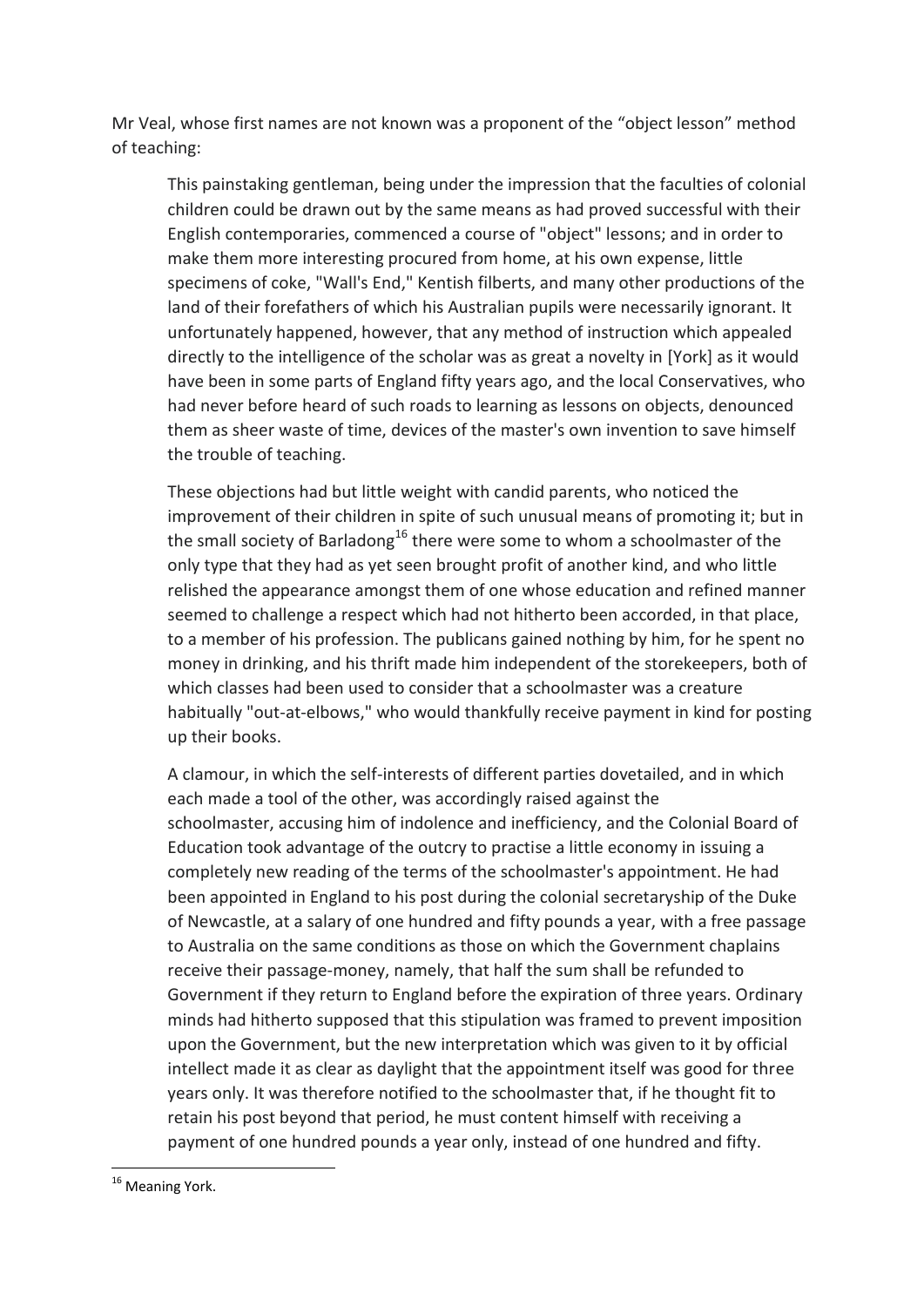Mr Veal, whose first names are not known was a proponent of the "object lesson" method of teaching:

> This painstaking gentleman, being under the impression that the faculties of colonial children could be drawn out by the same means as had proved successful with their English contemporaries, commenced a course of "object" lessons; and in order to make them more interesting procured from home, at his own expense, little specimens of coke, "Wall's End," Kentish filberts, and many other productions of the land of their forefathers of which his Australian pupils were necessarily ignorant. It unfortunately happened, however, that any method of instruction which appealed directly to the intelligence of the scholar was as great a novelty in [York] as it would have been in some parts of England fifty years ago, and the local Conservatives, who had never before heard of such roads to learning as lessons on objects, denounced them as sheer waste of time, devices of the master's own invention to save himself the trouble of teaching.
>
> These objections had but little weight with candid parents, who noticed the improvement of their children in spite of such unusual means of promoting it; but in the small society of Barladong[16] there were some to whom a schoolmaster of the only type that they had as yet seen brought profit of another kind, and who little relished the appearance amongst them of one whose education and refined manner seemed to challenge a respect which had not hitherto been accorded, in that place, to a member of his profession. The publicans gained nothing by him, for he spent no money in drinking, and his thrift made him independent of the storekeepers, both of which classes had been used to consider that a schoolmaster was a creature habitually "out-at-elbows," who would thankfully receive payment in kind for posting up their books.
>
> A clamour, in which the self-interests of different parties dovetailed, and in which each made a tool of the other, was accordingly raised against the schoolmaster, accusing him of indolence and inefficiency, and the Colonial Board of Education took advantage of the outcry to practise a little economy in issuing a completely new reading of the terms of the schoolmaster's appointment. He had been appointed in England to his post during the colonial secretaryship of the Duke of Newcastle, at a salary of one hundred and fifty pounds a year, with a free passage to Australia on the same conditions as those on which the Government chaplains receive their passage-money, namely, that half the sum shall be refunded to Government if they return to England before the expiration of three years. Ordinary minds had hitherto supposed that this stipulation was framed to prevent imposition upon the Government, but the new interpretation which was given to it by official intellect made it as clear as daylight that the appointment itself was good for three years only. It was therefore notified to the schoolmaster that, if he thought fit to retain his post beyond that period, he must content himself with receiving a payment of one hundred pounds a year only, instead of one hundred and fifty.

[16] Meaning York.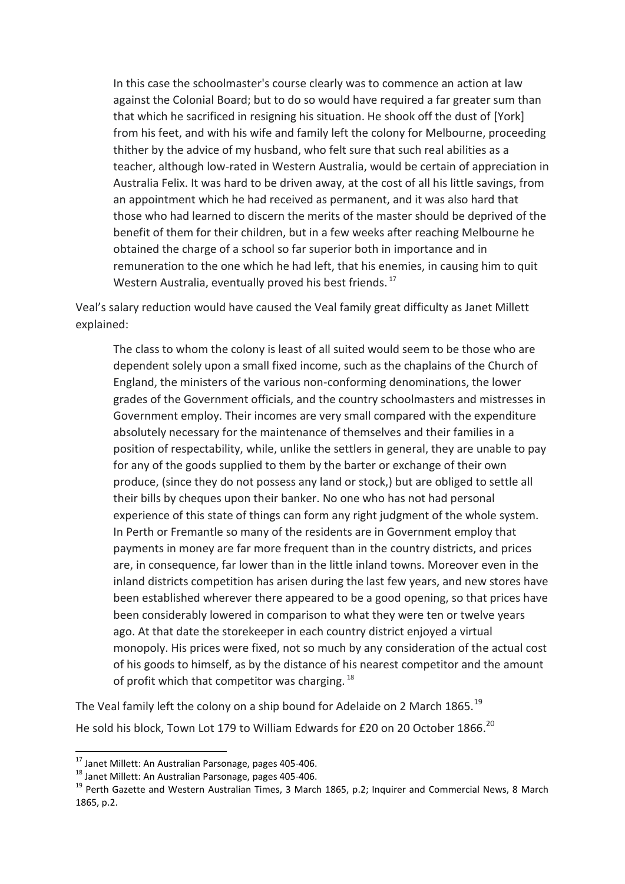> In this case the schoolmaster's course clearly was to commence an action at law against the Colonial Board; but to do so would have required a far greater sum than that which he sacrificed in resigning his situation. He shook off the dust of [York] from his feet, and with his wife and family left the colony for Melbourne, proceeding thither by the advice of my husband, who felt sure that such real abilities as a teacher, although low-rated in Western Australia, would be certain of appreciation in Australia Felix. It was hard to be driven away, at the cost of all his little savings, from an appointment which he had received as permanent, and it was also hard that those who had learned to discern the merits of the master should be deprived of the benefit of them for their children, but in a few weeks after reaching Melbourne he obtained the charge of a school so far superior both in importance and in remuneration to the one which he had left, that his enemies, in causing him to quit Western Australia, eventually proved his best friends. [17]

Veal's salary reduction would have caused the Veal family great difficulty as Janet Millett explained:

> The class to whom the colony is least of all suited would seem to be those who are dependent solely upon a small fixed income, such as the chaplains of the Church of England, the ministers of the various non-conforming denominations, the lower grades of the Government officials, and the country schoolmasters and mistresses in Government employ. Their incomes are very small compared with the expenditure absolutely necessary for the maintenance of themselves and their families in a position of respectability, while, unlike the settlers in general, they are unable to pay for any of the goods supplied to them by the barter or exchange of their own produce, (since they do not possess any land or stock,) but are obliged to settle all their bills by cheques upon their banker. No one who has not had personal experience of this state of things can form any right judgment of the whole system. In Perth or Fremantle so many of the residents are in Government employ that payments in money are far more frequent than in the country districts, and prices are, in consequence, far lower than in the little inland towns. Moreover even in the inland districts competition has arisen during the last few years, and new stores have been established wherever there appeared to be a good opening, so that prices have been considerably lowered in comparison to what they were ten or twelve years ago. At that date the storekeeper in each country district enjoyed a virtual monopoly. His prices were fixed, not so much by any consideration of the actual cost of his goods to himself, as by the distance of his nearest competitor and the amount of profit which that competitor was charging. [18]

The Veal family left the colony on a ship bound for Adelaide on 2 March 1865.[19]

He sold his block, Town Lot 179 to William Edwards for £20 on 20 October 1866.[20]

---

[17] Janet Millett: An Australian Parsonage, pages 405-406.

[18] Janet Millett: An Australian Parsonage, pages 405-406.

[19] Perth Gazette and Western Australian Times, 3 March 1865, p.2; Inquirer and Commercial News, 8 March 1865, p.2.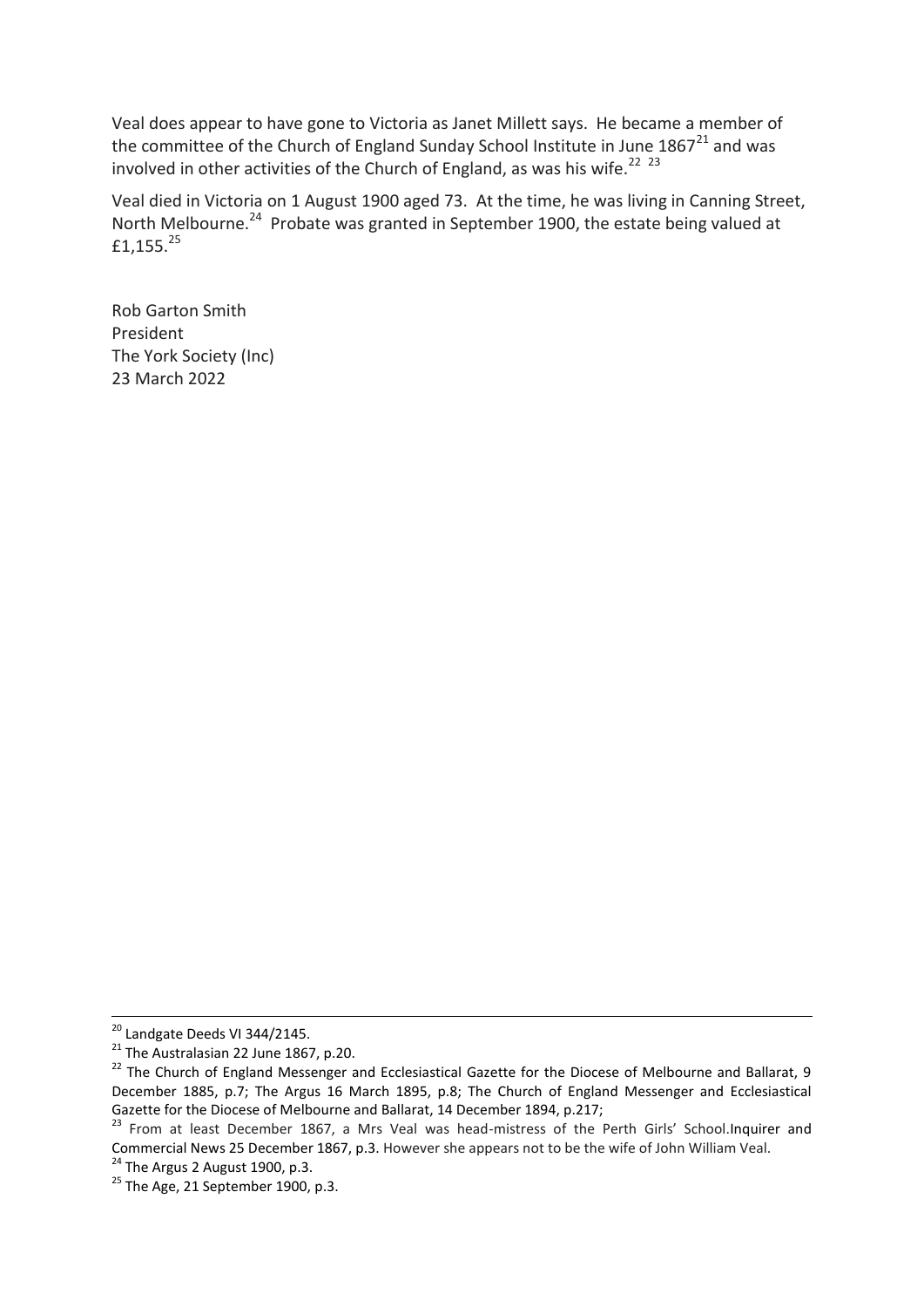Veal does appear to have gone to Victoria as Janet Millett says. He became a member of the committee of the Church of England Sunday School Institute in June 1867[21] and was involved in other activities of the Church of England, as was his wife.[22] [23]

Veal died in Victoria on 1 August 1900 aged 73. At the time, he was living in Canning Street, North Melbourne.[24] Probate was granted in September 1900, the estate being valued at £1,155.[25]

Rob Garton Smith
President
The York Society (Inc)
23 March 2022

---

[20] Landgate Deeds VI 344/2145.

[21] The Australasian 22 June 1867, p.20.

[22] The Church of England Messenger and Ecclesiastical Gazette for the Diocese of Melbourne and Ballarat, 9 December 1885, p.7; The Argus 16 March 1895, p.8; The Church of England Messenger and Ecclesiastical Gazette for the Diocese of Melbourne and Ballarat, 14 December 1894, p.217;

[23] From at least December 1867, a Mrs Veal was head-mistress of the Perth Girls' School.Inquirer and Commercial News 25 December 1867, p.3. However she appears not to be the wife of John William Veal.

[24] The Argus 2 August 1900, p.3.

[25] The Age, 21 September 1900, p.3.